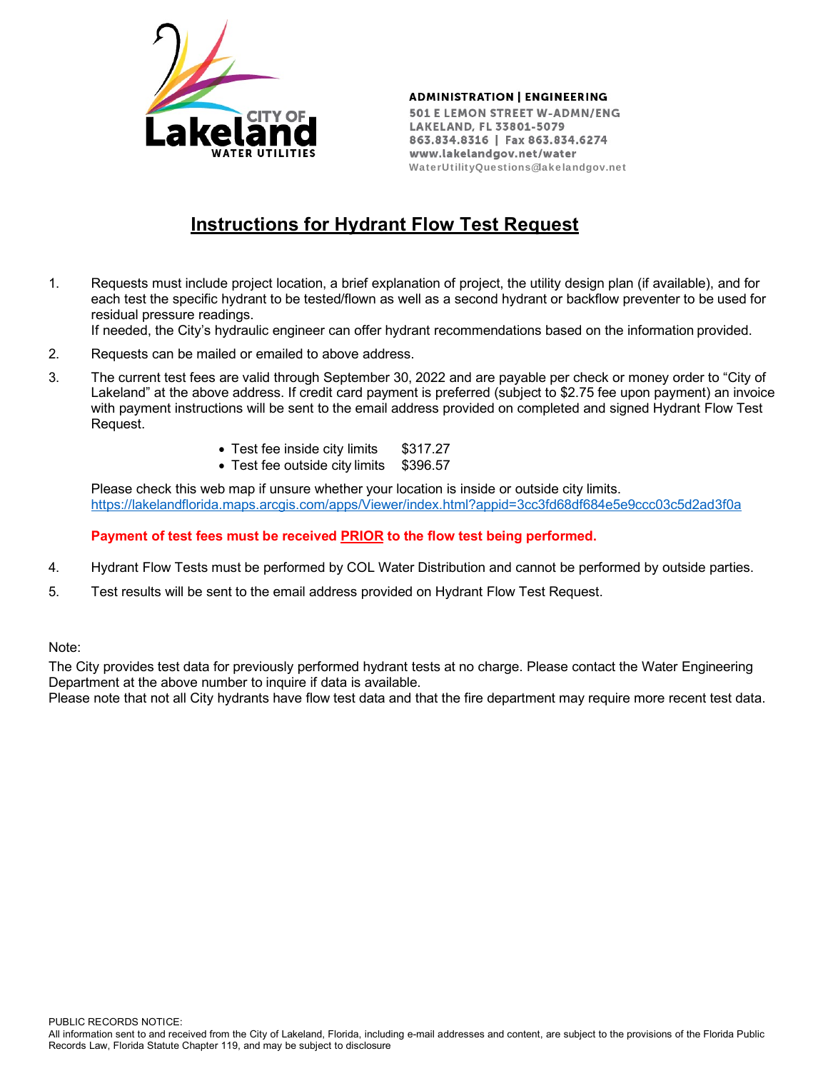CITY OF Lakeland WATER UTILITIES

**ADMINISTRATION | ENGINEERING**
501 E LEMON STREET W-ADMN/ENG
LAKELAND, FL 33801-5079
863.834.8316 | Fax 863.834.6274
www.lakelandgov.net/water
WaterUtilityQuestions@lakelandgov.net

# Instructions for Hydrant Flow Test Request

1. Requests must include project location, a brief explanation of project, the utility design plan (if available), and for each test the specific hydrant to be tested/flown as well as a second hydrant or backflow preventer to be used for residual pressure readings.
   If needed, the City's hydraulic engineer can offer hydrant recommendations based on the information provided.

2. Requests can be mailed or emailed to above address.

3. The current test fees are valid through September 30, 2022 and are payable per check or money order to "City of Lakeland" at the above address. If credit card payment is preferred (subject to $2.75 fee upon payment) an invoice with payment instructions will be sent to the email address provided on completed and signed Hydrant Flow Test Request.

   - Test fee inside city limits $317.27
   - Test fee outside city limits $396.57

   Please check this web map if unsure whether your location is inside or outside city limits.
   https://lakelandflorida.maps.arcgis.com/apps/Viewer/index.html?appid=3cc3fd68df684e5e9ccc03c5d2ad3f0a

   **Payment of test fees must be received PRIOR to the flow test being performed.**

4. Hydrant Flow Tests must be performed by COL Water Distribution and cannot be performed by outside parties.

5. Test results will be sent to the email address provided on Hydrant Flow Test Request.

Note:
The City provides test data for previously performed hydrant tests at no charge. Please contact the Water Engineering Department at the above number to inquire if data is available.
Please note that not all City hydrants have flow test data and that the fire department may require more recent test data.

PUBLIC RECORDS NOTICE:
All information sent to and received from the City of Lakeland, Florida, including e-mail addresses and content, are subject to the provisions of the Florida Public Records Law, Florida Statute Chapter 119, and may be subject to disclosure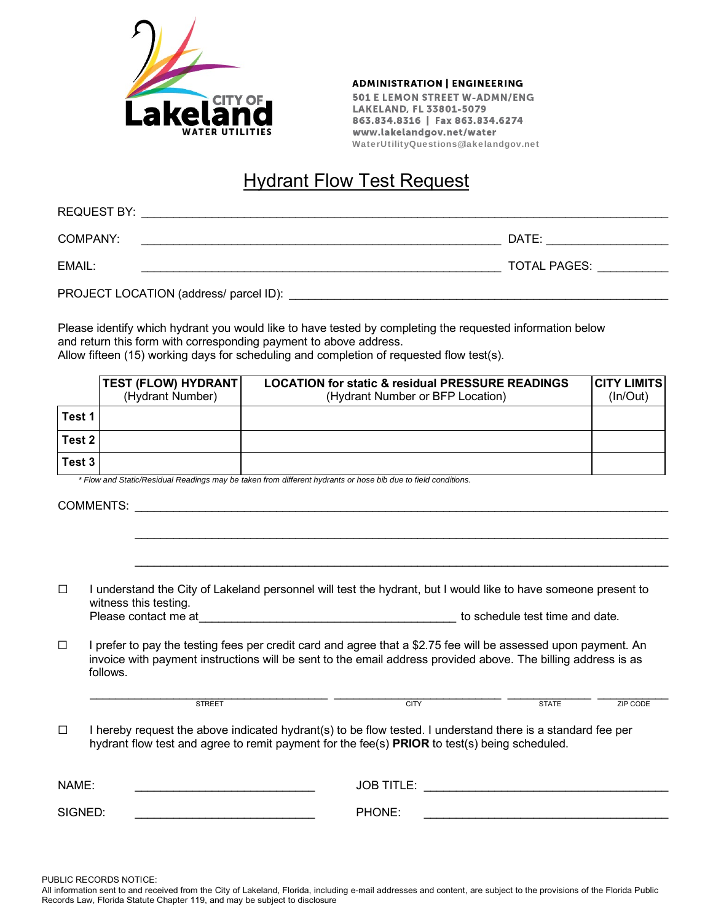CITY OF Lakeland WATER UTILITIES

**ADMINISTRATION | ENGINEERING**
501 E LEMON STREET W-ADMN/ENG
LAKELAND, FL 33801-5079
863.834.8316 | Fax 863.834.6274
www.lakelandgov.net/water
WaterUtilityQuestions@lakelandgov.net

# Hydrant Flow Test Request

REQUEST BY: ______________________________________________

COMPANY: ______________________________ DATE: ________________

EMAIL: ______________________________ TOTAL PAGES: __________

PROJECT LOCATION (address/ parcel ID): ______________________________

Please identify which hydrant you would like to have tested by completing the requested information below and return this form with corresponding payment to above address.
Allow fifteen (15) working days for scheduling and completion of requested flow test(s).

| | **TEST (FLOW) HYDRANT** (Hydrant Number) | **LOCATION for static & residual PRESSURE READINGS** (Hydrant Number or BFP Location) | **CITY LIMITS** (In/Out) |
|---|---|---|---|
| **Test 1** | | | |
| **Test 2** | | | |
| **Test 3** | | | |

*\* Flow and Static/Residual Readings may be taken from different hydrants or hose bib due to field conditions.*

COMMENTS: ______________________________________________

______________________________________________

______________________________________________

☐ I understand the City of Lakeland personnel will test the hydrant, but I would like to have someone present to witness this testing.
Please contact me at ______________________________ to schedule test time and date.

☐ I prefer to pay the testing fees per credit card and agree that a $2.75 fee will be assessed upon payment. An invoice with payment instructions will be sent to the email address provided above. The billing address is as follows.

| STREET | CITY | STATE | ZIP CODE |
|---|---|---|---|

☐ I hereby request the above indicated hydrant(s) to be flow tested. I understand there is a standard fee per hydrant flow test and agree to remit payment for the fee(s) **PRIOR** to test(s) being scheduled.

NAME: ____________________ JOB TITLE: ____________________

SIGNED: ____________________ PHONE: ____________________

PUBLIC RECORDS NOTICE:
All information sent to and received from the City of Lakeland, Florida, including e-mail addresses and content, are subject to the provisions of the Florida Public Records Law, Florida Statute Chapter 119, and may be subject to disclosure